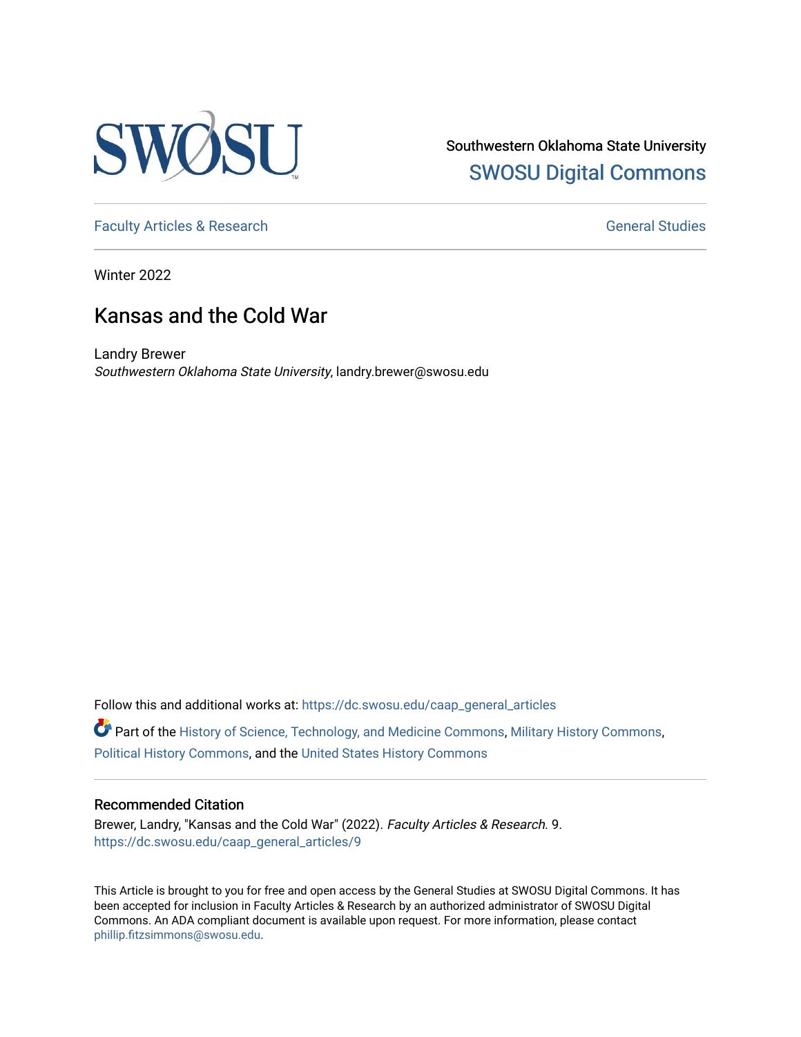Southwestern Oklahoma State University

SWOSU Digital Commons

Faculty Articles & Research

General Studies

Winter 2022

# Kansas and the Cold War

Landry Brewer

*Southwestern Oklahoma State University*, landry.brewer@swosu.edu

Follow this and additional works at: https://dc.swosu.edu/caap_general_articles

Part of the History of Science, Technology, and Medicine Commons, Military History Commons, Political History Commons, and the United States History Commons

## Recommended Citation

Brewer, Landry, "Kansas and the Cold War" (2022). *Faculty Articles & Research*. 9.
https://dc.swosu.edu/caap_general_articles/9

This Article is brought to you for free and open access by the General Studies at SWOSU Digital Commons. It has been accepted for inclusion in Faculty Articles & Research by an authorized administrator of SWOSU Digital Commons. An ADA compliant document is available upon request. For more information, please contact phillip.fitzsimmons@swosu.edu.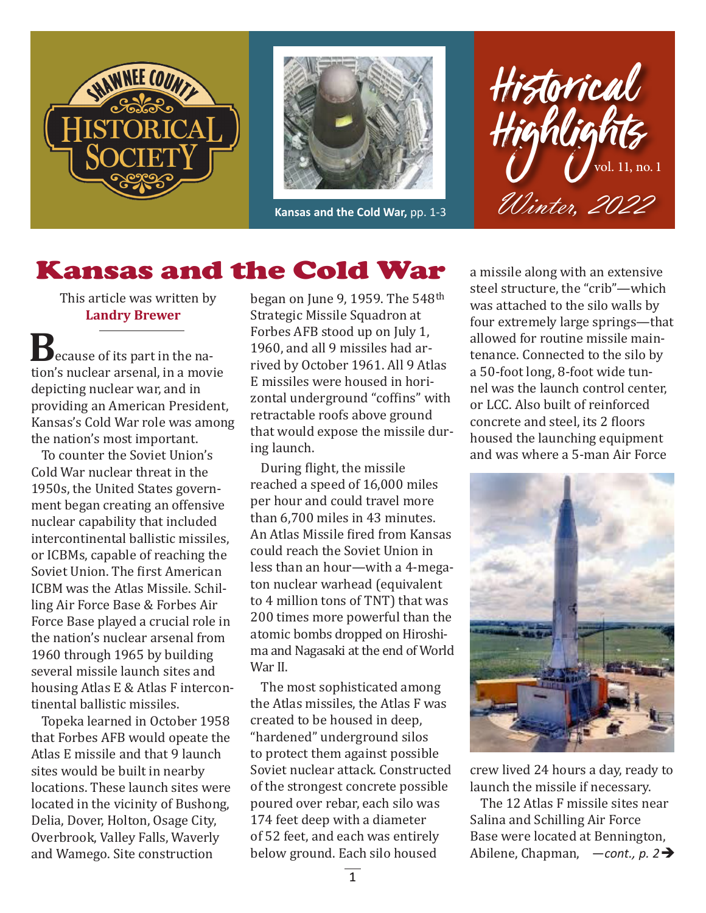Shawnee County Historical Society

Kansas and the Cold War, pp. 1-3

# Historical Highlights

vol. 11, no. 1

Winter, 2022

# Kansas and the Cold War

This article was written by **Landry Brewer**

Because of its part in the nation's nuclear arsenal, in a movie depicting nuclear war, and in providing an American President, Kansas's Cold War role was among the nation's most important.

To counter the Soviet Union's Cold War nuclear threat in the 1950s, the United States government began creating an offensive nuclear capability that included intercontinental ballistic missiles, or ICBMs, capable of reaching the Soviet Union. The first American ICBM was the Atlas Missile. Schilling Air Force Base & Forbes Air Force Base played a crucial role in the nation's nuclear arsenal from 1960 through 1965 by building several missile launch sites and housing Atlas E & Atlas F intercontinental ballistic missiles.

Topeka learned in October 1958 that Forbes AFB would opeate the Atlas E missile and that 9 launch sites would be built in nearby locations. These launch sites were located in the vicinity of Bushong, Delia, Dover, Holton, Osage City, Overbrook, Valley Falls, Waverly and Wamego. Site construction began on June 9, 1959. The 548th Strategic Missile Squadron at Forbes AFB stood up on July 1, 1960, and all 9 missiles had arrived by October 1961. All 9 Atlas E missiles were housed in horizontal underground "coffins" with retractable roofs above ground that would expose the missile during launch.

During flight, the missile reached a speed of 16,000 miles per hour and could travel more than 6,700 miles in 43 minutes. An Atlas Missile fired from Kansas could reach the Soviet Union in less than an hour—with a 4-megaton nuclear warhead (equivalent to 4 million tons of TNT) that was 200 times more powerful than the atomic bombs dropped on Hiroshima and Nagasaki at the end of World War II.

The most sophisticated among the Atlas missiles, the Atlas F was created to be housed in deep, "hardened" underground silos to protect them against possible Soviet nuclear attack. Constructed of the strongest concrete possible poured over rebar, each silo was 174 feet deep with a diameter of 52 feet, and each was entirely below ground. Each silo housed a missile along with an extensive steel structure, the "crib"—which was attached to the silo walls by four extremely large springs—that allowed for routine missile maintenance. Connected to the silo by a 50-foot long, 8-foot wide tunnel was the launch control center, or LCC. Also built of reinforced concrete and steel, its 2 floors housed the launching equipment and was where a 5-man Air Force crew lived 24 hours a day, ready to launch the missile if necessary.

The 12 Atlas F missile sites near Salina and Schilling Air Force Base were located at Bennington, Abilene, Chapman, *—cont., p. 2➔*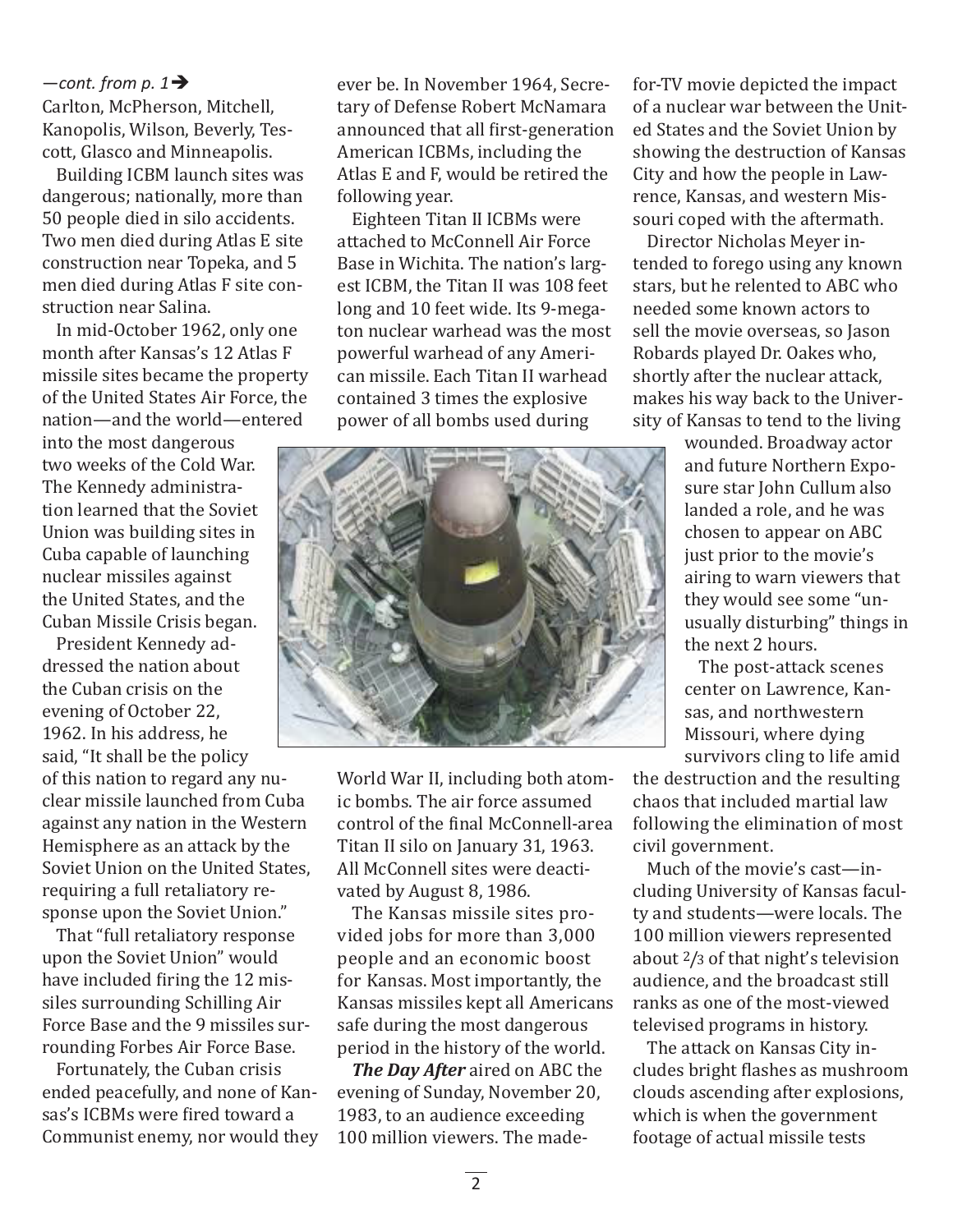*—cont. from p. 1*➔

Carlton, McPherson, Mitchell, Kanopolis, Wilson, Beverly, Tescott, Glasco and Minneapolis.

Building ICBM launch sites was dangerous; nationally, more than 50 people died in silo accidents. Two men died during Atlas E site construction near Topeka, and 5 men died during Atlas F site construction near Salina.

In mid-October 1962, only one month after Kansas's 12 Atlas F missile sites became the property of the United States Air Force, the nation—and the world—entered into the most dangerous two weeks of the Cold War. The Kennedy administration learned that the Soviet Union was building sites in Cuba capable of launching nuclear missiles against the United States, and the Cuban Missile Crisis began.

President Kennedy addressed the nation about the Cuban crisis on the evening of October 22, 1962. In his address, he said, "It shall be the policy of this nation to regard any nuclear missile launched from Cuba against any nation in the Western Hemisphere as an attack by the Soviet Union on the United States, requiring a full retaliatory response upon the Soviet Union."

That "full retaliatory response upon the Soviet Union" would have included firing the 12 missiles surrounding Schilling Air Force Base and the 9 missiles surrounding Forbes Air Force Base.

Fortunately, the Cuban crisis ended peacefully, and none of Kansas's ICBMs were fired toward a Communist enemy, nor would they ever be. In November 1964, Secretary of Defense Robert McNamara announced that all first-generation American ICBMs, including the Atlas E and F, would be retired the following year.

Eighteen Titan II ICBMs were attached to McConnell Air Force Base in Wichita. The nation's largest ICBM, the Titan II was 108 feet long and 10 feet wide. Its 9-megaton nuclear warhead was the most powerful warhead of any American missile. Each Titan II warhead contained 3 times the explosive power of all bombs used during World War II, including both atomic bombs. The air force assumed control of the final McConnell-area Titan II silo on January 31, 1963. All McConnell sites were deactivated by August 8, 1986.

The Kansas missile sites provided jobs for more than 3,000 people and an economic boost for Kansas. Most importantly, the Kansas missiles kept all Americans safe during the most dangerous period in the history of the world.

***The Day After*** aired on ABC the evening of Sunday, November 20, 1983, to an audience exceeding 100 million viewers. The made-for-TV movie depicted the impact of a nuclear war between the United States and the Soviet Union by showing the destruction of Kansas City and how the people in Lawrence, Kansas, and western Missouri coped with the aftermath.

Director Nicholas Meyer intended to forego using any known stars, but he relented to ABC who needed some known actors to sell the movie overseas, so Jason Robards played Dr. Oakes who, shortly after the nuclear attack, makes his way back to the University of Kansas to tend to the living wounded. Broadway actor and future Northern Exposure star John Cullum also landed a role, and he was chosen to appear on ABC just prior to the movie's airing to warn viewers that they would see some "unusually disturbing" things in the next 2 hours.

The post-attack scenes center on Lawrence, Kansas, and northwestern Missouri, where dying survivors cling to life amid the destruction and the resulting chaos that included martial law following the elimination of most civil government.

Much of the movie's cast—including University of Kansas faculty and students—were locals. The 100 million viewers represented about 2/3 of that night's television audience, and the broadcast still ranks as one of the most-viewed televised programs in history.

The attack on Kansas City includes bright flashes as mushroom clouds ascending after explosions, which is when the government footage of actual missile tests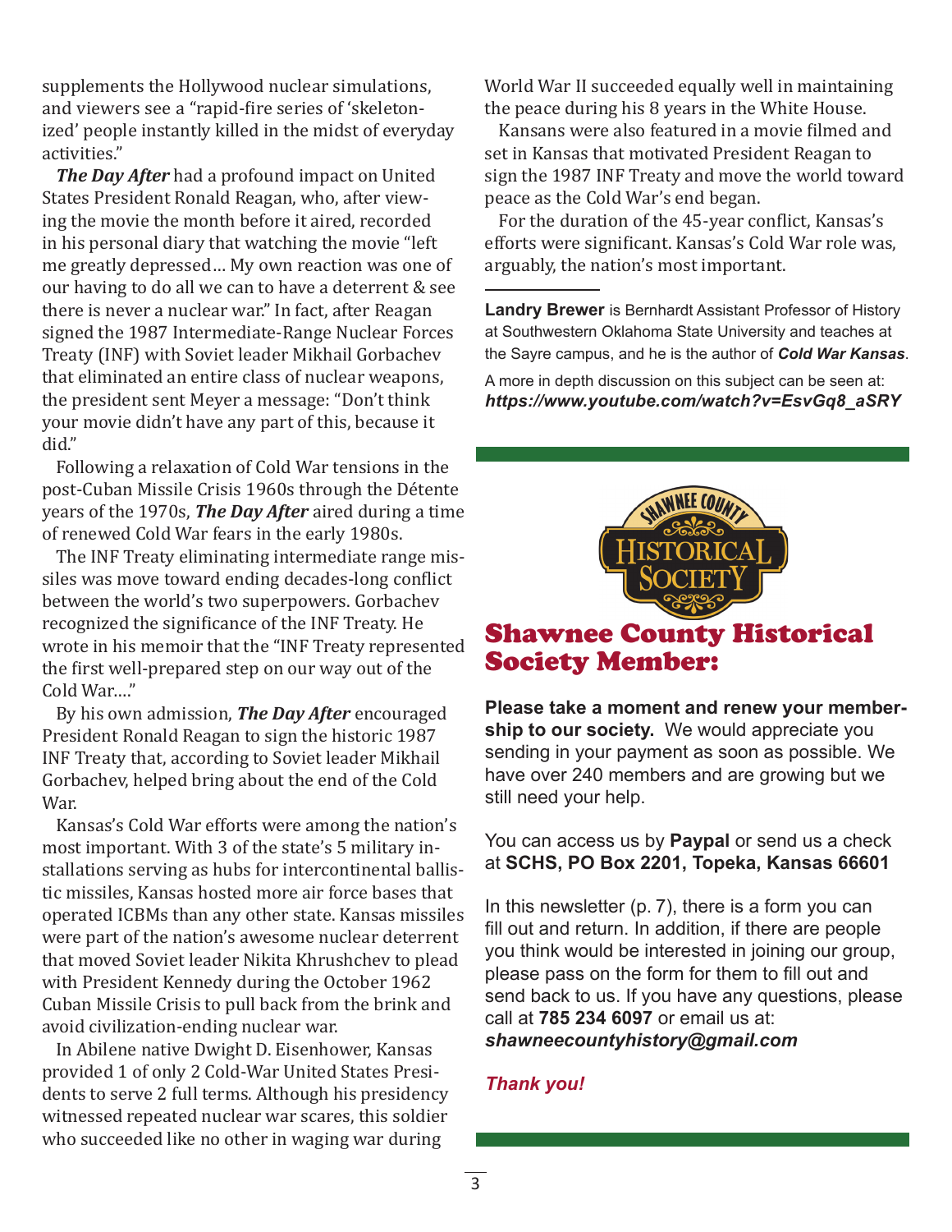supplements the Hollywood nuclear simulations, and viewers see a "rapid-fire series of 'skeletonized' people instantly killed in the midst of everyday activities."

***The Day After*** had a profound impact on United States President Ronald Reagan, who, after viewing the movie the month before it aired, recorded in his personal diary that watching the movie "left me greatly depressed… My own reaction was one of our having to do all we can to have a deterrent & see there is never a nuclear war." In fact, after Reagan signed the 1987 Intermediate-Range Nuclear Forces Treaty (INF) with Soviet leader Mikhail Gorbachev that eliminated an entire class of nuclear weapons, the president sent Meyer a message: "Don't think your movie didn't have any part of this, because it did."

Following a relaxation of Cold War tensions in the post-Cuban Missile Crisis 1960s through the Détente years of the 1970s, ***The Day After*** aired during a time of renewed Cold War fears in the early 1980s.

The INF Treaty eliminating intermediate range missiles was move toward ending decades-long conflict between the world's two superpowers. Gorbachev recognized the significance of the INF Treaty. He wrote in his memoir that the "INF Treaty represented the first well-prepared step on our way out of the Cold War…."

By his own admission, ***The Day After*** encouraged President Ronald Reagan to sign the historic 1987 INF Treaty that, according to Soviet leader Mikhail Gorbachev, helped bring about the end of the Cold War.

Kansas's Cold War efforts were among the nation's most important. With 3 of the state's 5 military installations serving as hubs for intercontinental ballistic missiles, Kansas hosted more air force bases that operated ICBMs than any other state. Kansas missiles were part of the nation's awesome nuclear deterrent that moved Soviet leader Nikita Khrushchev to plead with President Kennedy during the October 1962 Cuban Missile Crisis to pull back from the brink and avoid civilization-ending nuclear war.

In Abilene native Dwight D. Eisenhower, Kansas provided 1 of only 2 Cold-War United States Presidents to serve 2 full terms. Although his presidency witnessed repeated nuclear war scares, this soldier who succeeded like no other in waging war during World War II succeeded equally well in maintaining the peace during his 8 years in the White House.

Kansans were also featured in a movie filmed and set in Kansas that motivated President Reagan to sign the 1987 INF Treaty and move the world toward peace as the Cold War's end began.

For the duration of the 45-year conflict, Kansas's efforts were significant. Kansas's Cold War role was, arguably, the nation's most important.

---

**Landry Brewer** is Bernhardt Assistant Professor of History at Southwestern Oklahoma State University and teaches at the Sayre campus, and he is the author of ***Cold War Kansas***.

A more in depth discussion on this subject can be seen at: ***https://www.youtube.com/watch?v=EsvGq8_aSRY***

Shawnee County Historical Society

## Shawnee County Historical Society Member:

**Please take a moment and renew your membership to our society.** We would appreciate you sending in your payment as soon as possible. We have over 240 members and are growing but we still need your help.

You can access us by **Paypal** or send us a check at **SCHS, PO Box 2201, Topeka, Kansas 66601**

In this newsletter (p. 7), there is a form you can fill out and return. In addition, if there are people you think would be interested in joining our group, please pass on the form for them to fill out and send back to us. If you have any questions, please call at **785 234 6097** or email us at: ***shawneecountyhistory@gmail.com***

***Thank you!***